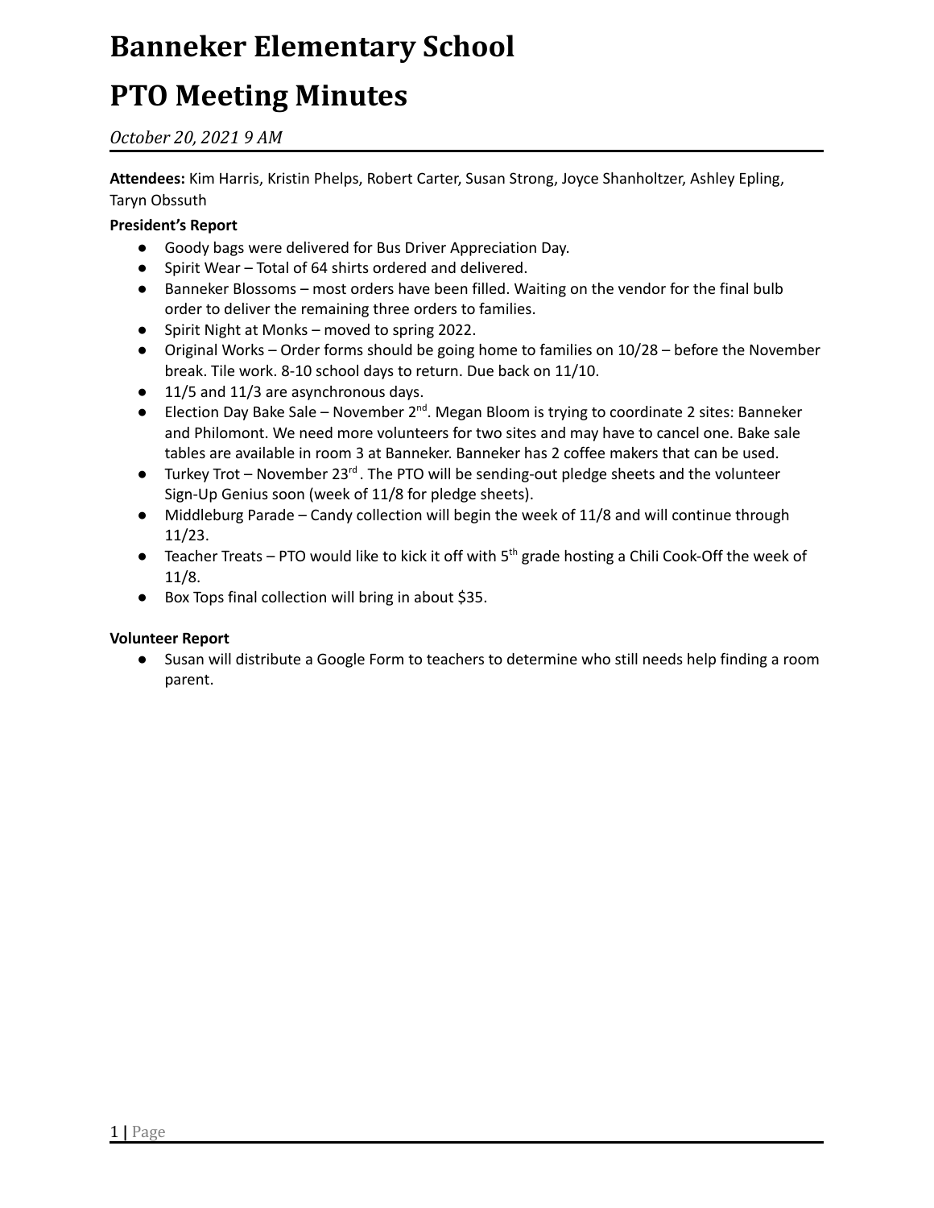# Banneker Elementary School

# PTO Meeting Minutes

*October 20, 2021 9 AM*

**Attendees:** Kim Harris, Kristin Phelps, Robert Carter, Susan Strong, Joyce Shanholtzer, Ashley Epling, Taryn Obssuth

**President's Report**

- Goody bags were delivered for Bus Driver Appreciation Day.
- Spirit Wear – Total of 64 shirts ordered and delivered.
- Banneker Blossoms – most orders have been filled. Waiting on the vendor for the final bulb order to deliver the remaining three orders to families.
- Spirit Night at Monks – moved to spring 2022.
- Original Works – Order forms should be going home to families on 10/28 – before the November break. Tile work. 8-10 school days to return. Due back on 11/10.
- 11/5 and 11/3 are asynchronous days.
- Election Day Bake Sale – November 2nd. Megan Bloom is trying to coordinate 2 sites: Banneker and Philomont. We need more volunteers for two sites and may have to cancel one. Bake sale tables are available in room 3 at Banneker. Banneker has 2 coffee makers that can be used.
- Turkey Trot – November 23rd. The PTO will be sending-out pledge sheets and the volunteer Sign-Up Genius soon (week of 11/8 for pledge sheets).
- Middleburg Parade – Candy collection will begin the week of 11/8 and will continue through 11/23.
- Teacher Treats – PTO would like to kick it off with 5th grade hosting a Chili Cook-Off the week of 11/8.
- Box Tops final collection will bring in about $35.

**Volunteer Report**

- Susan will distribute a Google Form to teachers to determine who still needs help finding a room parent.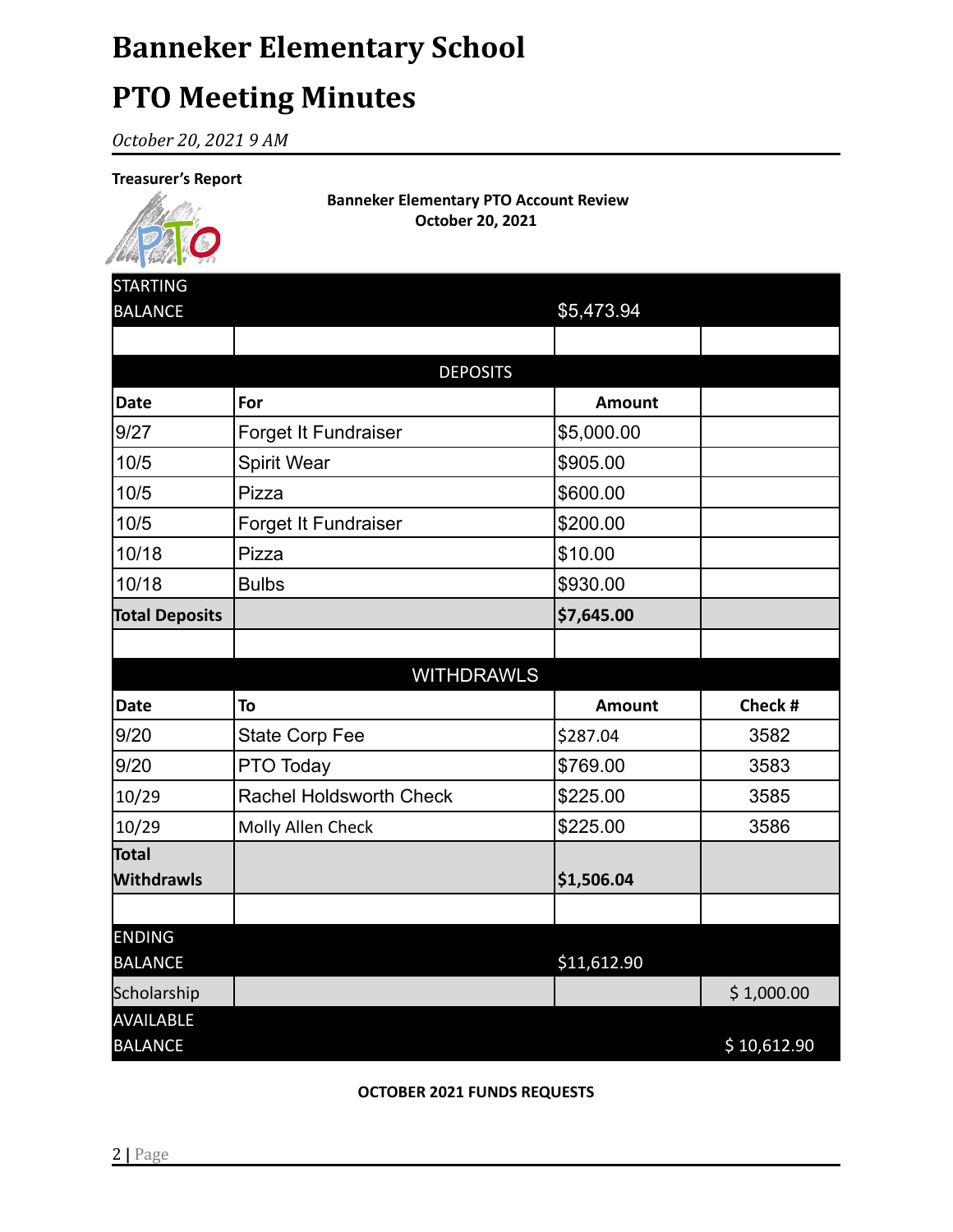# Banneker Elementary School

# PTO Meeting Minutes

*October 20, 2021 9 AM*

**Treasurer's Report**

**Banneker Elementary PTO Account Review**
**October 20, 2021**

| STARTING BALANCE | | $5,473.94 | |
|---|---|---|---|
| | | | |
| | DEPOSITS | | |
| **Date** | **For** | **Amount** | |
| 9/27 | Forget It Fundraiser | $5,000.00 | |
| 10/5 | Spirit Wear | $905.00 | |
| 10/5 | Pizza | $600.00 | |
| 10/5 | Forget It Fundraiser | $200.00 | |
| 10/18 | Pizza | $10.00 | |
| 10/18 | Bulbs | $930.00 | |
| **Total Deposits** | | **$7,645.00** | |
| | | | |
| | WITHDRAWLS | | |
| **Date** | **To** | **Amount** | **Check #** |
| 9/20 | State Corp Fee | $287.04 | 3582 |
| 9/20 | PTO Today | $769.00 | 3583 |
| 10/29 | Rachel Holdsworth Check | $225.00 | 3585 |
| 10/29 | Molly Allen Check | $225.00 | 3586 |
| **Total Withdrawls** | | **$1,506.04** | |
| | | | |
| ENDING BALANCE | | $11,612.90 | |
| Scholarship | | | $ 1,000.00 |
| AVAILABLE BALANCE | | | $ 10,612.90 |

**OCTOBER 2021 FUNDS REQUESTS**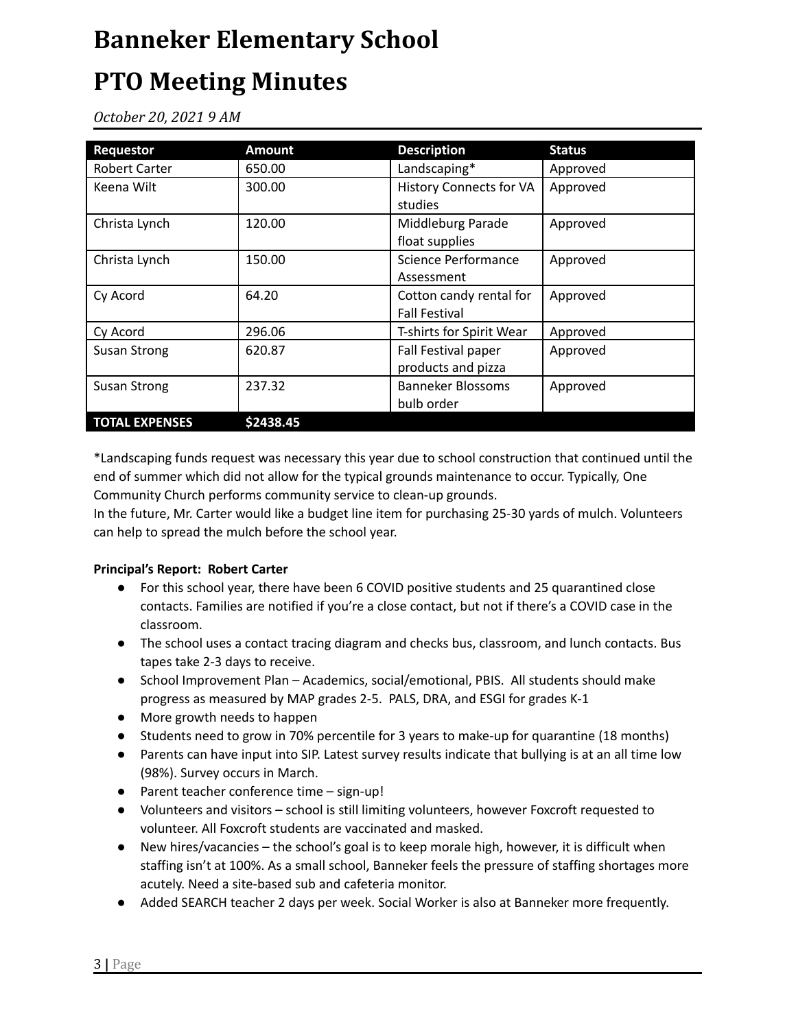# Banneker Elementary School

# PTO Meeting Minutes

*October 20, 2021 9 AM*

| Requestor | Amount | Description | Status |
|---|---|---|---|
| Robert Carter | 650.00 | Landscaping* | Approved |
| Keena Wilt | 300.00 | History Connects for VA studies | Approved |
| Christa Lynch | 120.00 | Middleburg Parade float supplies | Approved |
| Christa Lynch | 150.00 | Science Performance Assessment | Approved |
| Cy Acord | 64.20 | Cotton candy rental for Fall Festival | Approved |
| Cy Acord | 296.06 | T-shirts for Spirit Wear | Approved |
| Susan Strong | 620.87 | Fall Festival paper products and pizza | Approved |
| Susan Strong | 237.32 | Banneker Blossoms bulb order | Approved |
| **TOTAL EXPENSES** | **$2438.45** | | |

*Landscaping funds request was necessary this year due to school construction that continued until the end of summer which did not allow for the typical grounds maintenance to occur. Typically, One Community Church performs community service to clean-up grounds.
In the future, Mr. Carter would like a budget line item for purchasing 25-30 yards of mulch. Volunteers can help to spread the mulch before the school year.

**Principal's Report: Robert Carter**

- For this school year, there have been 6 COVID positive students and 25 quarantined close contacts. Families are notified if you're a close contact, but not if there's a COVID case in the classroom.
- The school uses a contact tracing diagram and checks bus, classroom, and lunch contacts. Bus tapes take 2-3 days to receive.
- School Improvement Plan – Academics, social/emotional, PBIS. All students should make progress as measured by MAP grades 2-5. PALS, DRA, and ESGI for grades K-1
- More growth needs to happen
- Students need to grow in 70% percentile for 3 years to make-up for quarantine (18 months)
- Parents can have input into SIP. Latest survey results indicate that bullying is at an all time low (98%). Survey occurs in March.
- Parent teacher conference time – sign-up!
- Volunteers and visitors – school is still limiting volunteers, however Foxcroft requested to volunteer. All Foxcroft students are vaccinated and masked.
- New hires/vacancies – the school's goal is to keep morale high, however, it is difficult when staffing isn't at 100%. As a small school, Banneker feels the pressure of staffing shortages more acutely. Need a site-based sub and cafeteria monitor.
- Added SEARCH teacher 2 days per week. Social Worker is also at Banneker more frequently.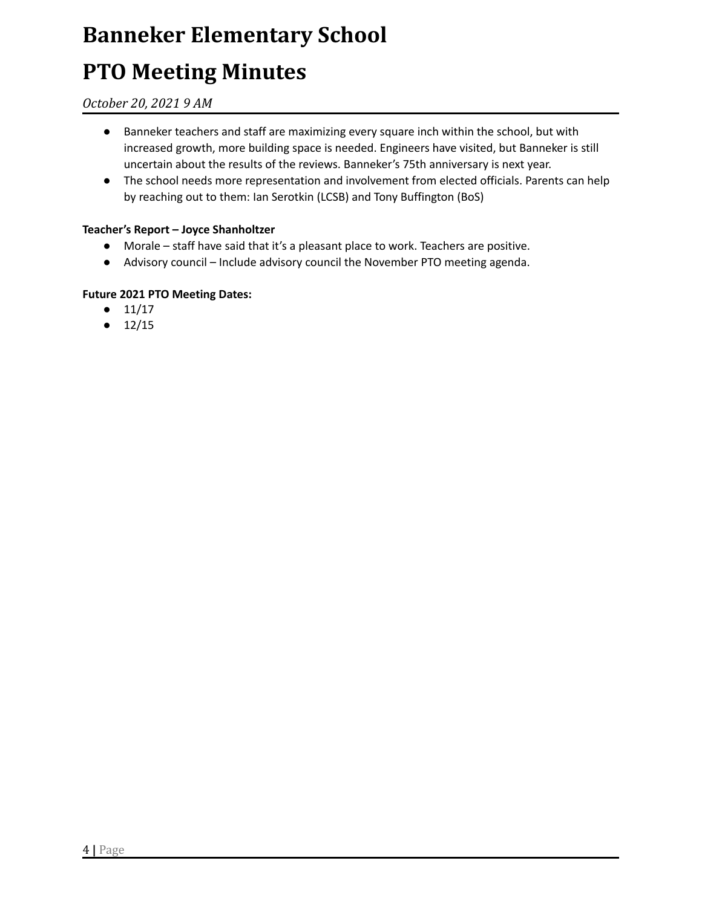- Banneker teachers and staff are maximizing every square inch within the school, but with increased growth, more building space is needed. Engineers have visited, but Banneker is still uncertain about the results of the reviews. Banneker's 75th anniversary is next year.
- The school needs more representation and involvement from elected officials. Parents can help by reaching out to them: Ian Serotkin (LCSB) and Tony Buffington (BoS)

**Teacher's Report – Joyce Shanholtzer**

- Morale – staff have said that it's a pleasant place to work. Teachers are positive.
- Advisory council – Include advisory council the November PTO meeting agenda.

**Future 2021 PTO Meeting Dates:**

- 11/17
- 12/15